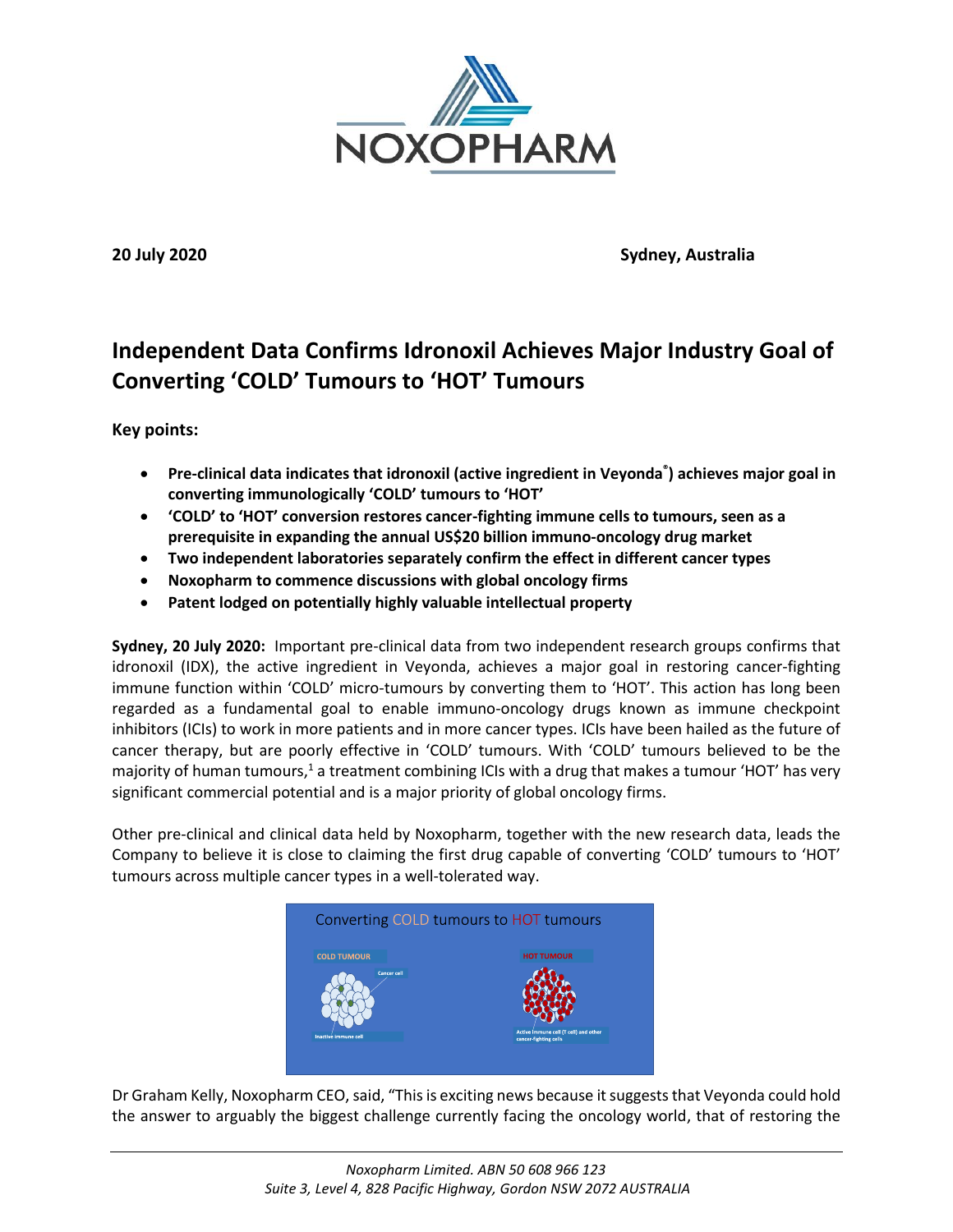20 July 2020 Sydney, Australia

# Independent Data Confirms Idronoxil Achieves Major Industry Goal of Converting 'COLD' Tumours to 'HOT' Tumours

**Key points:**

- **Pre-clinical data indicates that idronoxil (active ingredient in Veyonda®) achieves major goal in converting immunologically 'COLD' tumours to 'HOT'**
- **'COLD' to 'HOT' conversion restores cancer-fighting immune cells to tumours, seen as a prerequisite in expanding the annual US$20 billion immuno-oncology drug market**
- **Two independent laboratories separately confirm the effect in different cancer types**
- **Noxopharm to commence discussions with global oncology firms**
- **Patent lodged on potentially highly valuable intellectual property**

**Sydney, 20 July 2020:** Important pre-clinical data from two independent research groups confirms that idronoxil (IDX), the active ingredient in Veyonda, achieves a major goal in restoring cancer-fighting immune function within 'COLD' micro-tumours by converting them to 'HOT'. This action has long been regarded as a fundamental goal to enable immuno-oncology drugs known as immune checkpoint inhibitors (ICIs) to work in more patients and in more cancer types. ICIs have been hailed as the future of cancer therapy, but are poorly effective in 'COLD' tumours. With 'COLD' tumours believed to be the majority of human tumours,[1] a treatment combining ICIs with a drug that makes a tumour 'HOT' has very significant commercial potential and is a major priority of global oncology firms.

Other pre-clinical and clinical data held by Noxopharm, together with the new research data, leads the Company to believe it is close to claiming the first drug capable of converting 'COLD' tumours to 'HOT' tumours across multiple cancer types in a well-tolerated way.

Converting COLD tumours to HOT tumours

COLD TUMOUR — Cancer cell — Inactive immune cell

HOT TUMOUR — Active immune cell (T cell) and other cancer-fighting cells

Dr Graham Kelly, Noxopharm CEO, said, "This is exciting news because it suggests that Veyonda could hold the answer to arguably the biggest challenge currently facing the oncology world, that of restoring the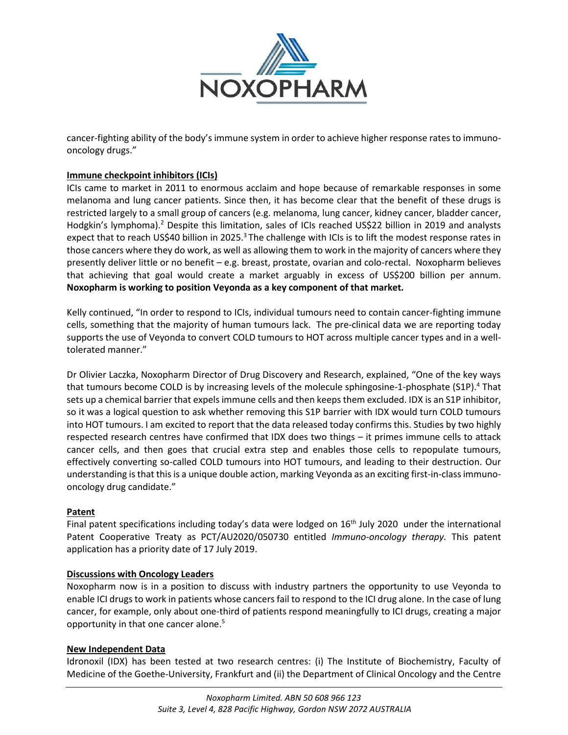cancer-fighting ability of the body's immune system in order to achieve higher response rates to immuno-oncology drugs."

**Immune checkpoint inhibitors (ICIs)**

ICIs came to market in 2011 to enormous acclaim and hope because of remarkable responses in some melanoma and lung cancer patients. Since then, it has become clear that the benefit of these drugs is restricted largely to a small group of cancers (e.g. melanoma, lung cancer, kidney cancer, bladder cancer, Hodgkin's lymphoma).[2] Despite this limitation, sales of ICIs reached US$22 billion in 2019 and analysts expect that to reach US$40 billion in 2025.[3] The challenge with ICIs is to lift the modest response rates in those cancers where they do work, as well as allowing them to work in the majority of cancers where they presently deliver little or no benefit – e.g. breast, prostate, ovarian and colo-rectal. Noxopharm believes that achieving that goal would create a market arguably in excess of US$200 billion per annum. **Noxopharm is working to position Veyonda as a key component of that market.**

Kelly continued, "In order to respond to ICIs, individual tumours need to contain cancer-fighting immune cells, something that the majority of human tumours lack. The pre-clinical data we are reporting today supports the use of Veyonda to convert COLD tumours to HOT across multiple cancer types and in a well-tolerated manner."

Dr Olivier Laczka, Noxopharm Director of Drug Discovery and Research, explained, "One of the key ways that tumours become COLD is by increasing levels of the molecule sphingosine-1-phosphate (S1P).[4] That sets up a chemical barrier that expels immune cells and then keeps them excluded. IDX is an S1P inhibitor, so it was a logical question to ask whether removing this S1P barrier with IDX would turn COLD tumours into HOT tumours. I am excited to report that the data released today confirms this. Studies by two highly respected research centres have confirmed that IDX does two things – it primes immune cells to attack cancer cells, and then goes that crucial extra step and enables those cells to repopulate tumours, effectively converting so-called COLD tumours into HOT tumours, and leading to their destruction. Our understanding is that this is a unique double action, marking Veyonda as an exciting first-in-class immuno-oncology drug candidate."

**Patent**

Final patent specifications including today's data were lodged on 16th July 2020 under the international Patent Cooperative Treaty as PCT/AU2020/050730 entitled *Immuno-oncology therapy.* This patent application has a priority date of 17 July 2019.

**Discussions with Oncology Leaders**

Noxopharm now is in a position to discuss with industry partners the opportunity to use Veyonda to enable ICI drugs to work in patients whose cancers fail to respond to the ICI drug alone. In the case of lung cancer, for example, only about one-third of patients respond meaningfully to ICI drugs, creating a major opportunity in that one cancer alone.[5]

**New Independent Data**

Idronoxil (IDX) has been tested at two research centres: (i) The Institute of Biochemistry, Faculty of Medicine of the Goethe-University, Frankfurt and (ii) the Department of Clinical Oncology and the Centre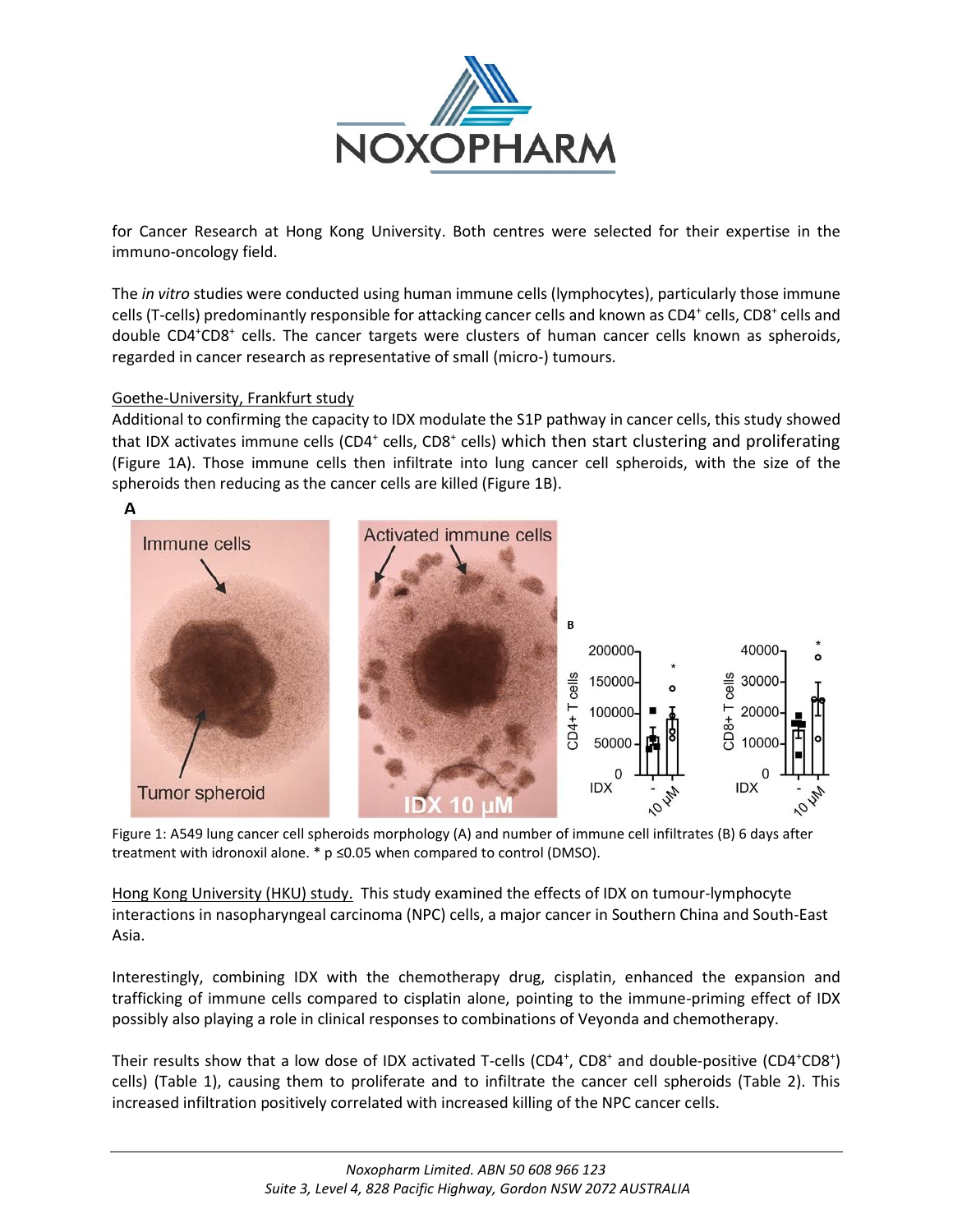for Cancer Research at Hong Kong University. Both centres were selected for their expertise in the immuno-oncology field.

The *in vitro* studies were conducted using human immune cells (lymphocytes), particularly those immune cells (T-cells) predominantly responsible for attacking cancer cells and known as $CD4^+$ cells, $CD8^+$ cells and double $CD4^+CD8^+$ cells. The cancer targets were clusters of human cancer cells known as spheroids, regarded in cancer research as representative of small (micro-) tumours.

<u>Goethe-University, Frankfurt study</u>

Additional to confirming the capacity to IDX modulate the S1P pathway in cancer cells, this study showed that IDX activates immune cells ($CD4^+$ cells, $CD8^+$ cells) which then start clustering and proliferating (Figure 1A). Those immune cells then infiltrate into lung cancer cell spheroids, with the size of the spheroids then reducing as the cancer cells are killed (Figure 1B).

Figure 1: A549 lung cancer cell spheroids morphology (A) and number of immune cell infiltrates (B) 6 days after treatment with idronoxil alone. * $p \leq 0.05$ when compared to control (DMSO).

<u>Hong Kong University (HKU) study.</u> This study examined the effects of IDX on tumour-lymphocyte interactions in nasopharyngeal carcinoma (NPC) cells, a major cancer in Southern China and South-East Asia.

Interestingly, combining IDX with the chemotherapy drug, cisplatin, enhanced the expansion and trafficking of immune cells compared to cisplatin alone, pointing to the immune-priming effect of IDX possibly also playing a role in clinical responses to combinations of Veyonda and chemotherapy.

Their results show that a low dose of IDX activated T-cells ($CD4^+$, $CD8^+$ and double-positive ($CD4^+CD8^+$) cells) (Table 1), causing them to proliferate and to infiltrate the cancer cell spheroids (Table 2). This increased infiltration positively correlated with increased killing of the NPC cancer cells.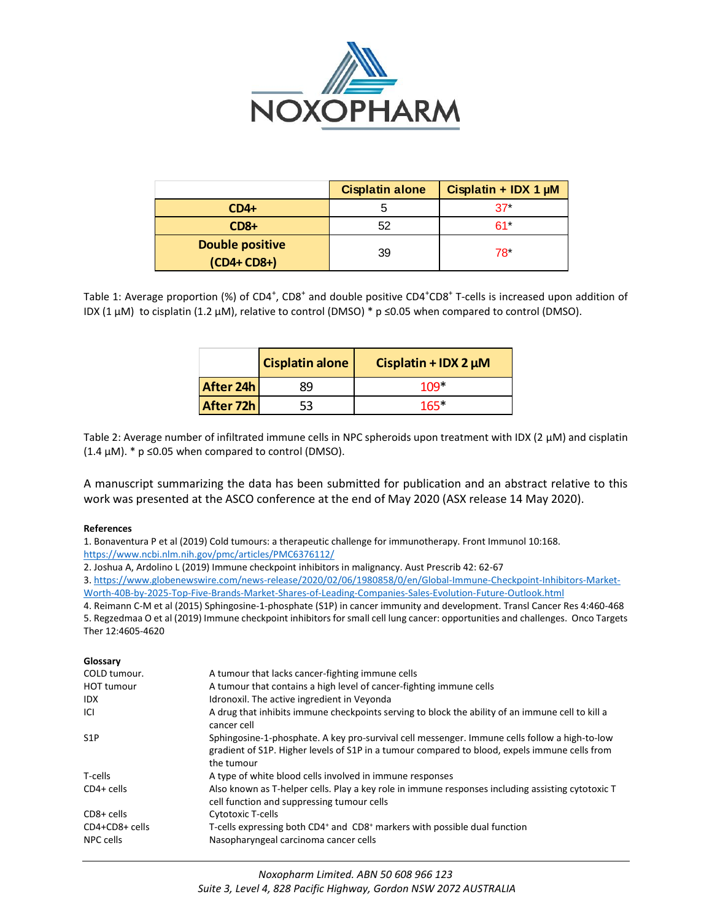| | Cisplatin alone | Cisplatin + IDX 1 µM |
|---|---|---|
| CD4+ | 5 | 37* |
| CD8+ | 52 | 61* |
| Double positive (CD4+ CD8+) | 39 | 78* |

Table 1: Average proportion (%) of CD4$^+$, CD8$^+$ and double positive CD4$^+$CD8$^+$ T-cells is increased upon addition of IDX (1 µM) to cisplatin (1.2 µM), relative to control (DMSO) * p ≤0.05 when compared to control (DMSO).

| | Cisplatin alone | Cisplatin + IDX 2 µM |
|---|---|---|
| After 24h | 89 | 109* |
| After 72h | 53 | 165* |

Table 2: Average number of infiltrated immune cells in NPC spheroids upon treatment with IDX (2 µM) and cisplatin (1.4 µM). * p ≤0.05 when compared to control (DMSO).

A manuscript summarizing the data has been submitted for publication and an abstract relative to this work was presented at the ASCO conference at the end of May 2020 (ASX release 14 May 2020).

**References**

1. Bonaventura P et al (2019) Cold tumours: a therapeutic challenge for immunotherapy. Front Immunol 10:168. https://www.ncbi.nlm.nih.gov/pmc/articles/PMC6376112/
2. Joshua A, Ardolino L (2019) Immune checkpoint inhibitors in malignancy. Aust Prescrib 42: 62-67
3. https://www.globenewswire.com/news-release/2020/02/06/1980858/0/en/Global-Immune-Checkpoint-Inhibitors-Market-Worth-40B-by-2025-Top-Five-Brands-Market-Shares-of-Leading-Companies-Sales-Evolution-Future-Outlook.html
4. Reimann C-M et al (2015) Sphingosine-1-phosphate (S1P) in cancer immunity and development. Transl Cancer Res 4:460-468
5. Regzedmaa O et al (2019) Immune checkpoint inhibitors for small cell lung cancer: opportunities and challenges. Onco Targets Ther 12:4605-4620

**Glossary**

| | |
|---|---|
| COLD tumour. | A tumour that lacks cancer-fighting immune cells |
| HOT tumour | A tumour that contains a high level of cancer-fighting immune cells |
| IDX | Idronoxil. The active ingredient in Veyonda |
| ICI | A drug that inhibits immune checkpoints serving to block the ability of an immune cell to kill a cancer cell |
| S1P | Sphingosine-1-phosphate. A key pro-survival cell messenger. Immune cells follow a high-to-low gradient of S1P. Higher levels of S1P in a tumour compared to blood, expels immune cells from the tumour |
| T-cells | A type of white blood cells involved in immune responses |
| CD4+ cells | Also known as T-helper cells. Play a key role in immune responses including assisting cytotoxic T cell function and suppressing tumour cells |
| CD8+ cells | Cytotoxic T-cells |
| CD4+CD8+ cells | T-cells expressing both CD4$^+$ and CD8$^+$ markers with possible dual function |
| NPC cells | Nasopharyngeal carcinoma cancer cells |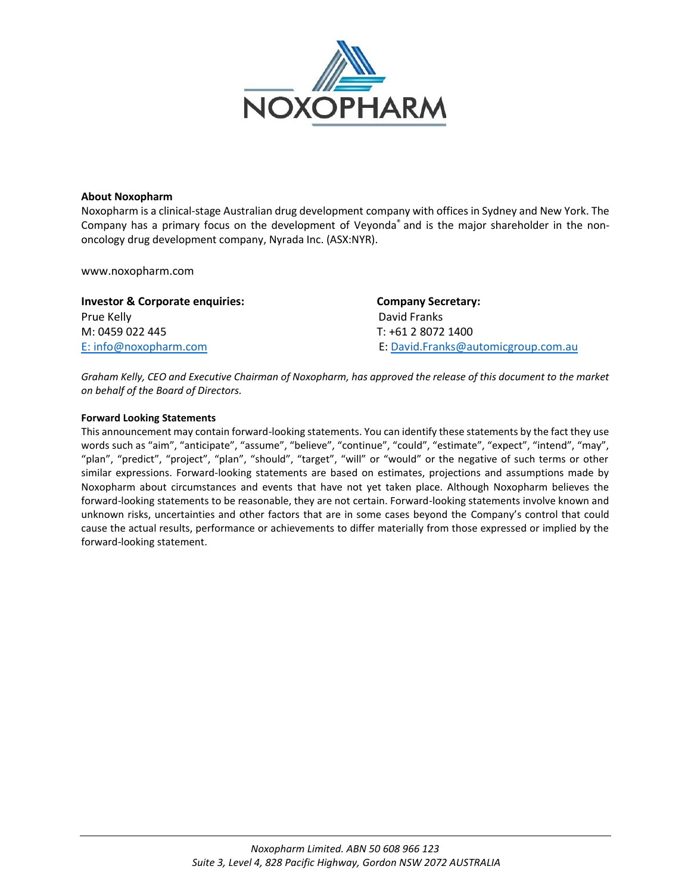**About Noxopharm**

Noxopharm is a clinical-stage Australian drug development company with offices in Sydney and New York. The Company has a primary focus on the development of Veyonda® and is the major shareholder in the non-oncology drug development company, Nyrada Inc. (ASX:NYR).

www.noxopharm.com

**Investor & Corporate enquiries:**
Prue Kelly
M: 0459 022 445
E: info@noxopharm.com

**Company Secretary:**
David Franks
T: +61 2 8072 1400
E: David.Franks@automicgroup.com.au

*Graham Kelly, CEO and Executive Chairman of Noxopharm, has approved the release of this document to the market on behalf of the Board of Directors.*

**Forward Looking Statements**

This announcement may contain forward-looking statements. You can identify these statements by the fact they use words such as "aim", "anticipate", "assume", "believe", "continue", "could", "estimate", "expect", "intend", "may", "plan", "predict", "project", "plan", "should", "target", "will" or "would" or the negative of such terms or other similar expressions. Forward-looking statements are based on estimates, projections and assumptions made by Noxopharm about circumstances and events that have not yet taken place. Although Noxopharm believes the forward-looking statements to be reasonable, they are not certain. Forward-looking statements involve known and unknown risks, uncertainties and other factors that are in some cases beyond the Company's control that could cause the actual results, performance or achievements to differ materially from those expressed or implied by the forward-looking statement.

*Noxopharm Limited. ABN 50 608 966 123*
*Suite 3, Level 4, 828 Pacific Highway, Gordon NSW 2072 AUSTRALIA*